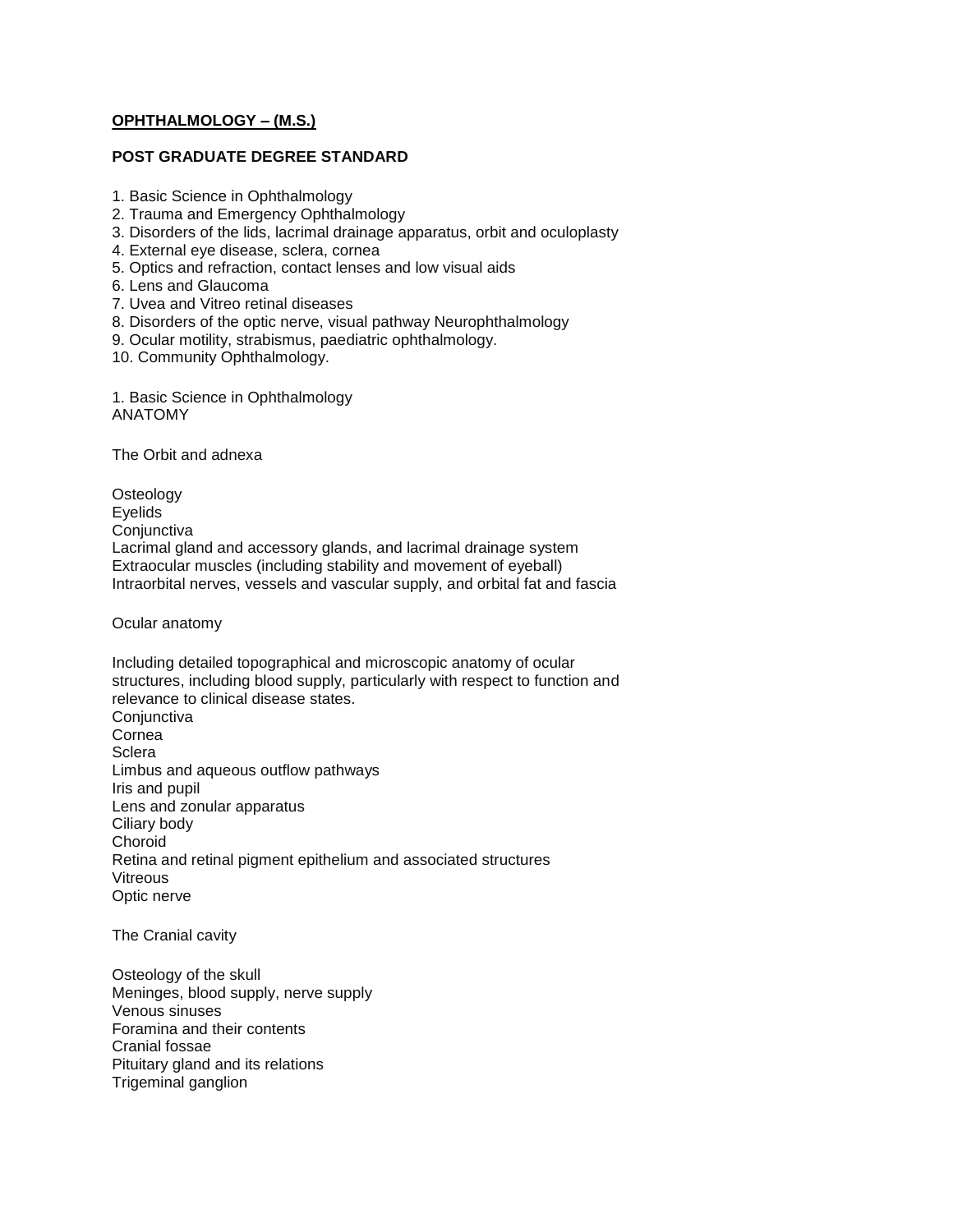# OPHTHALMOLOGY – (M.S.)

## POST GRADUATE DEGREE STANDARD

1. Basic Science in Ophthalmology
2. Trauma and Emergency Ophthalmology
3. Disorders of the lids, lacrimal drainage apparatus, orbit and oculoplasty
4. External eye disease, sclera, cornea
5. Optics and refraction, contact lenses and low visual aids
6. Lens and Glaucoma
7. Uvea and Vitreo retinal diseases
8. Disorders of the optic nerve, visual pathway Neurophthalmology
9. Ocular motility, strabismus, paediatric ophthalmology.
10. Community Ophthalmology.

1. Basic Science in Ophthalmology
ANATOMY

The Orbit and adnexa

Osteology
Eyelids
Conjunctiva
Lacrimal gland and accessory glands, and lacrimal drainage system
Extraocular muscles (including stability and movement of eyeball)
Intraorbital nerves, vessels and vascular supply, and orbital fat and fascia

Ocular anatomy

Including detailed topographical and microscopic anatomy of ocular structures, including blood supply, particularly with respect to function and relevance to clinical disease states.
Conjunctiva
Cornea
Sclera
Limbus and aqueous outflow pathways
Iris and pupil
Lens and zonular apparatus
Ciliary body
Choroid
Retina and retinal pigment epithelium and associated structures
Vitreous
Optic nerve

The Cranial cavity

Osteology of the skull
Meninges, blood supply, nerve supply
Venous sinuses
Foramina and their contents
Cranial fossae
Pituitary gland and its relations
Trigeminal ganglion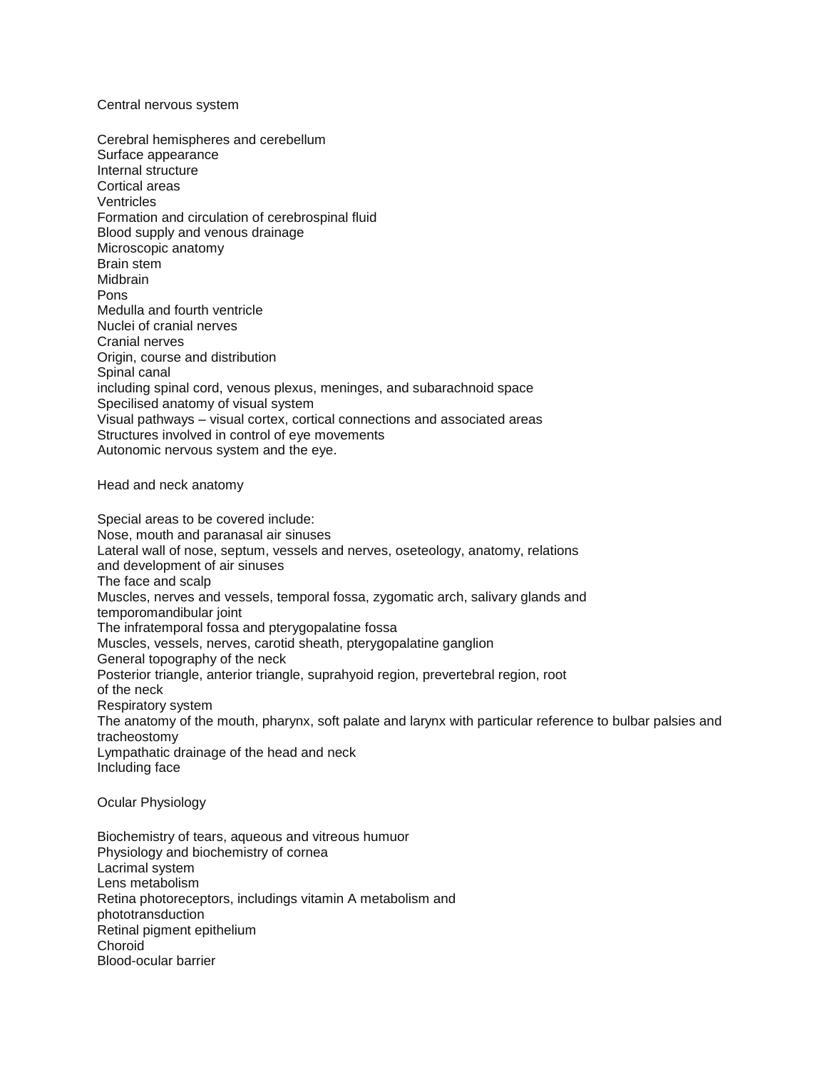## Central nervous system

Cerebral hemispheres and cerebellum
Surface appearance
Internal structure
Cortical areas
Ventricles
Formation and circulation of cerebrospinal fluid
Blood supply and venous drainage
Microscopic anatomy
Brain stem
Midbrain
Pons
Medulla and fourth ventricle
Nuclei of cranial nerves
Cranial nerves
Origin, course and distribution
Spinal canal
including spinal cord, venous plexus, meninges, and subarachnoid space
Specilised anatomy of visual system
Visual pathways – visual cortex, cortical connections and associated areas
Structures involved in control of eye movements
Autonomic nervous system and the eye.

## Head and neck anatomy

Special areas to be covered include:
Nose, mouth and paranasal air sinuses
Lateral wall of nose, septum, vessels and nerves, oseteology, anatomy, relations
and development of air sinuses
The face and scalp
Muscles, nerves and vessels, temporal fossa, zygomatic arch, salivary glands and
temporomandibular joint
The infratemporal fossa and pterygopalatine fossa
Muscles, vessels, nerves, carotid sheath, pterygopalatine ganglion
General topography of the neck
Posterior triangle, anterior triangle, suprahyoid region, prevertebral region, root
of the neck
Respiratory system
The anatomy of the mouth, pharynx, soft palate and larynx with particular reference to bulbar palsies and
tracheostomy
Lympathatic drainage of the head and neck
Including face

## Ocular Physiology

Biochemistry of tears, aqueous and vitreous humuor
Physiology and biochemistry of cornea
Lacrimal system
Lens metabolism
Retina photoreceptors, includings vitamin A metabolism and
phototransduction
Retinal pigment epithelium
Choroid
Blood-ocular barrier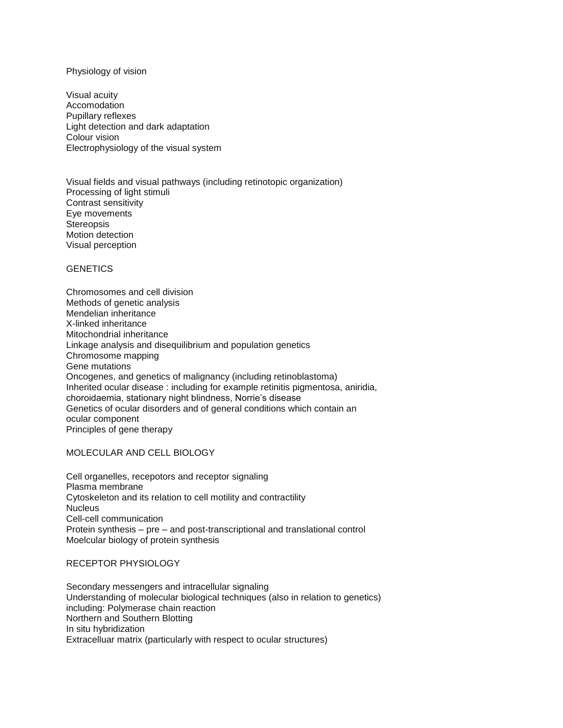Physiology of vision

Visual acuity
Accomodation
Pupillary reflexes
Light detection and dark adaptation
Colour vision
Electrophysiology of the visual system

Visual fields and visual pathways (including retinotopic organization)
Processing of light stimuli
Contrast sensitivity
Eye movements
Stereopsis
Motion detection
Visual perception

## GENETICS

Chromosomes and cell division
Methods of genetic analysis
Mendelian inheritance
X-linked inheritance
Mitochondrial inheritance
Linkage analysis and disequilibrium and population genetics
Chromosome mapping
Gene mutations
Oncogenes, and genetics of malignancy (including retinoblastoma)
Inherited ocular disease : including for example retinitis pigmentosa, aniridia, choroidaemia, stationary night blindness, Norrie's disease
Genetics of ocular disorders and of general conditions which contain an ocular component
Principles of gene therapy

## MOLECULAR AND CELL BIOLOGY

Cell organelles, recepotors and receptor signaling
Plasma membrane
Cytoskeleton and its relation to cell motility and contractility
Nucleus
Cell-cell communication
Protein synthesis – pre – and post-transcriptional and translational control
Moelcular biology of protein synthesis

## RECEPTOR PHYSIOLOGY

Secondary messengers and intracellular signaling
Understanding of molecular biological techniques (also in relation to genetics) including: Polymerase chain reaction
Northern and Southern Blotting
In situ hybridization
Extracelluar matrix (particularly with respect to ocular structures)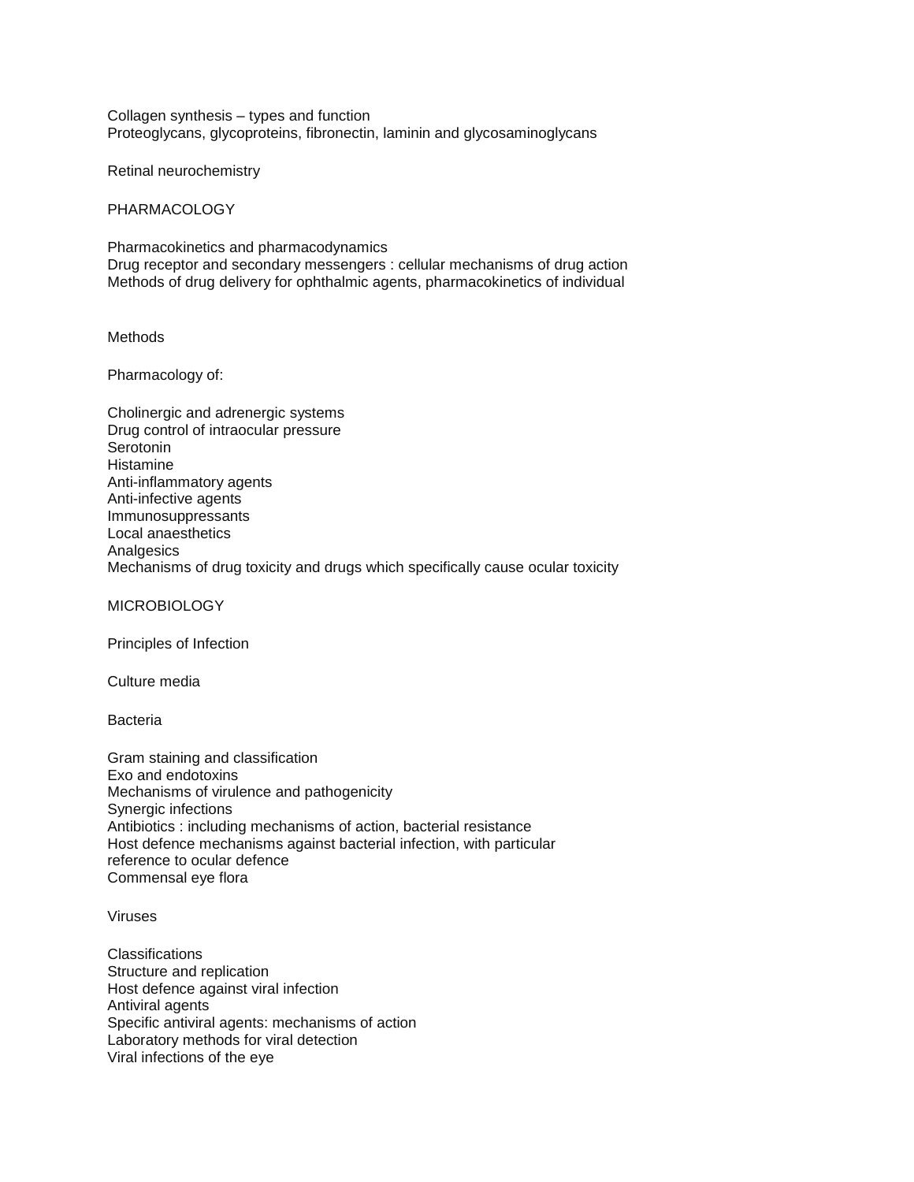Collagen synthesis – types and function
Proteoglycans, glycoproteins, fibronectin, laminin and glycosaminoglycans

Retinal neurochemistry

## PHARMACOLOGY

Pharmacokinetics and pharmacodynamics
Drug receptor and secondary messengers : cellular mechanisms of drug action
Methods of drug delivery for ophthalmic agents, pharmacokinetics of individual

Methods

Pharmacology of:

Cholinergic and adrenergic systems
Drug control of intraocular pressure
Serotonin
Histamine
Anti-inflammatory agents
Anti-infective agents
Immunosuppressants
Local anaesthetics
Analgesics
Mechanisms of drug toxicity and drugs which specifically cause ocular toxicity

## MICROBIOLOGY

Principles of Infection

Culture media

### Bacteria

Gram staining and classification
Exo and endotoxins
Mechanisms of virulence and pathogenicity
Synergic infections
Antibiotics : including mechanisms of action, bacterial resistance
Host defence mechanisms against bacterial infection, with particular reference to ocular defence
Commensal eye flora

### Viruses

Classifications
Structure and replication
Host defence against viral infection
Antiviral agents
Specific antiviral agents: mechanisms of action
Laboratory methods for viral detection
Viral infections of the eye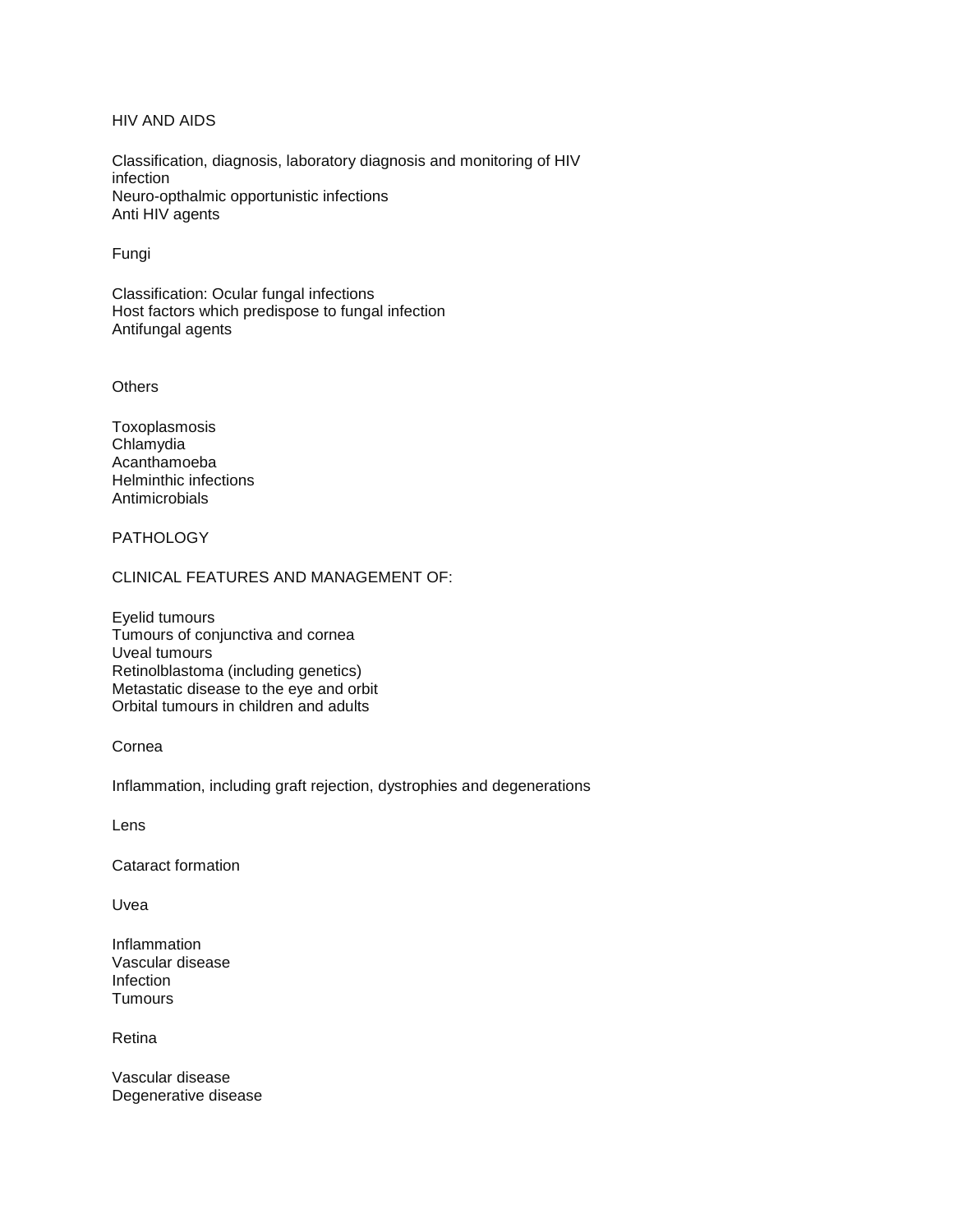## HIV AND AIDS

Classification, diagnosis, laboratory diagnosis and monitoring of HIV infection
Neuro-opthalmic opportunistic infections
Anti HIV agents

### Fungi

Classification: Ocular fungal infections
Host factors which predispose to fungal infection
Antifungal agents

### Others

Toxoplasmosis
Chlamydia
Acanthamoeba
Helminthic infections
Antimicrobials

## PATHOLOGY

### CLINICAL FEATURES AND MANAGEMENT OF:

Eyelid tumours
Tumours of conjunctiva and cornea
Uveal tumours
Retinolblastoma (including genetics)
Metastatic disease to the eye and orbit
Orbital tumours in children and adults

### Cornea

Inflammation, including graft rejection, dystrophies and degenerations

### Lens

Cataract formation

### Uvea

Inflammation
Vascular disease
Infection
Tumours

### Retina

Vascular disease
Degenerative disease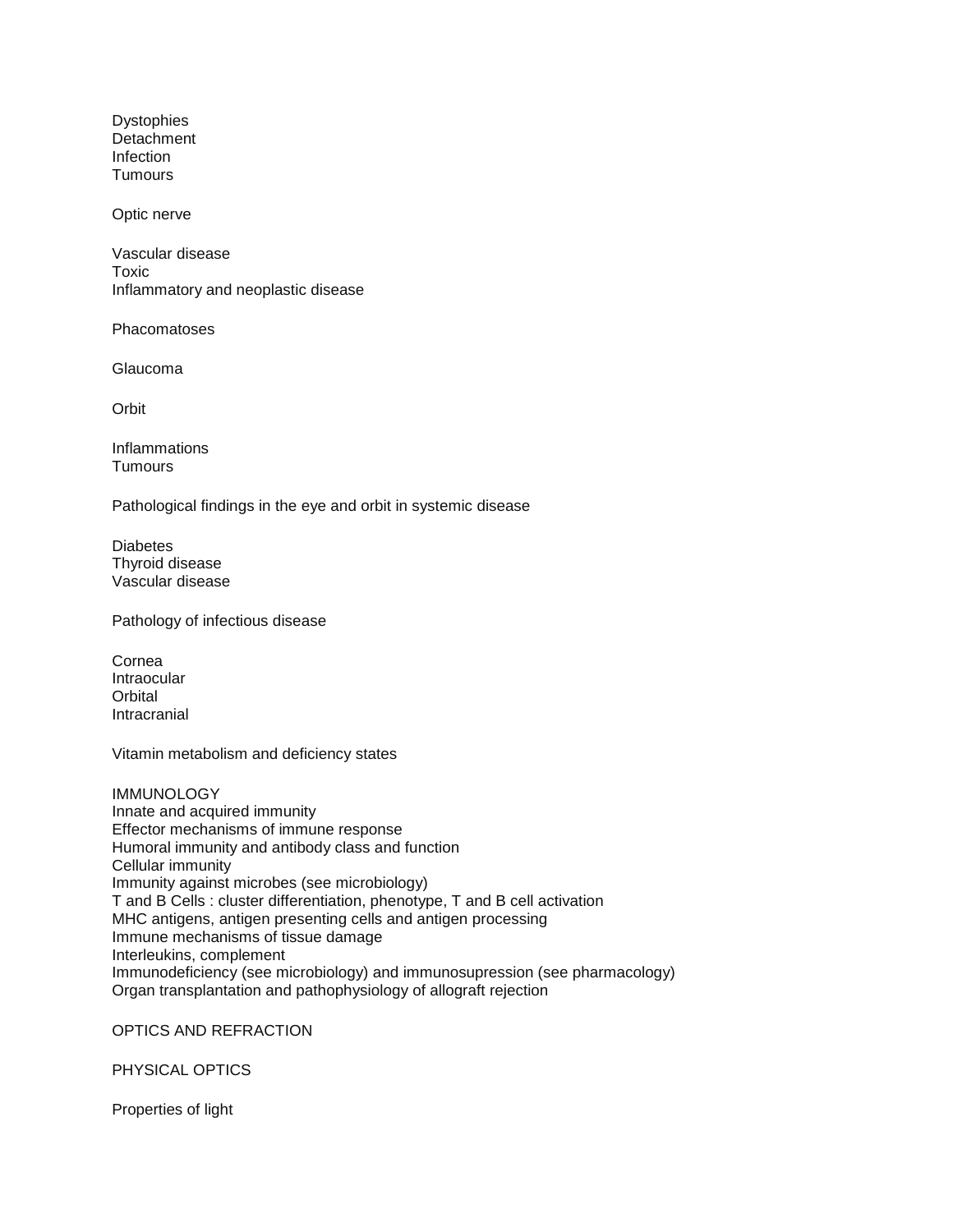Dystophies
Detachment
Infection
Tumours

Optic nerve

Vascular disease
Toxic
Inflammatory and neoplastic disease

Phacomatoses

Glaucoma

Orbit

Inflammations
Tumours

Pathological findings in the eye and orbit in systemic disease

Diabetes
Thyroid disease
Vascular disease

Pathology of infectious disease

Cornea
Intraocular
Orbital
Intracranial

Vitamin metabolism and deficiency states

## IMMUNOLOGY

Innate and acquired immunity
Effector mechanisms of immune response
Humoral immunity and antibody class and function
Cellular immunity
Immunity against microbes (see microbiology)
T and B Cells : cluster differentiation, phenotype, T and B cell activation
MHC antigens, antigen presenting cells and antigen processing
Immune mechanisms of tissue damage
Interleukins, complement
Immunodeficiency (see microbiology) and immunosupression (see pharmacology)
Organ transplantation and pathophysiology of allograft rejection

## OPTICS AND REFRACTION

### PHYSICAL OPTICS

Properties of light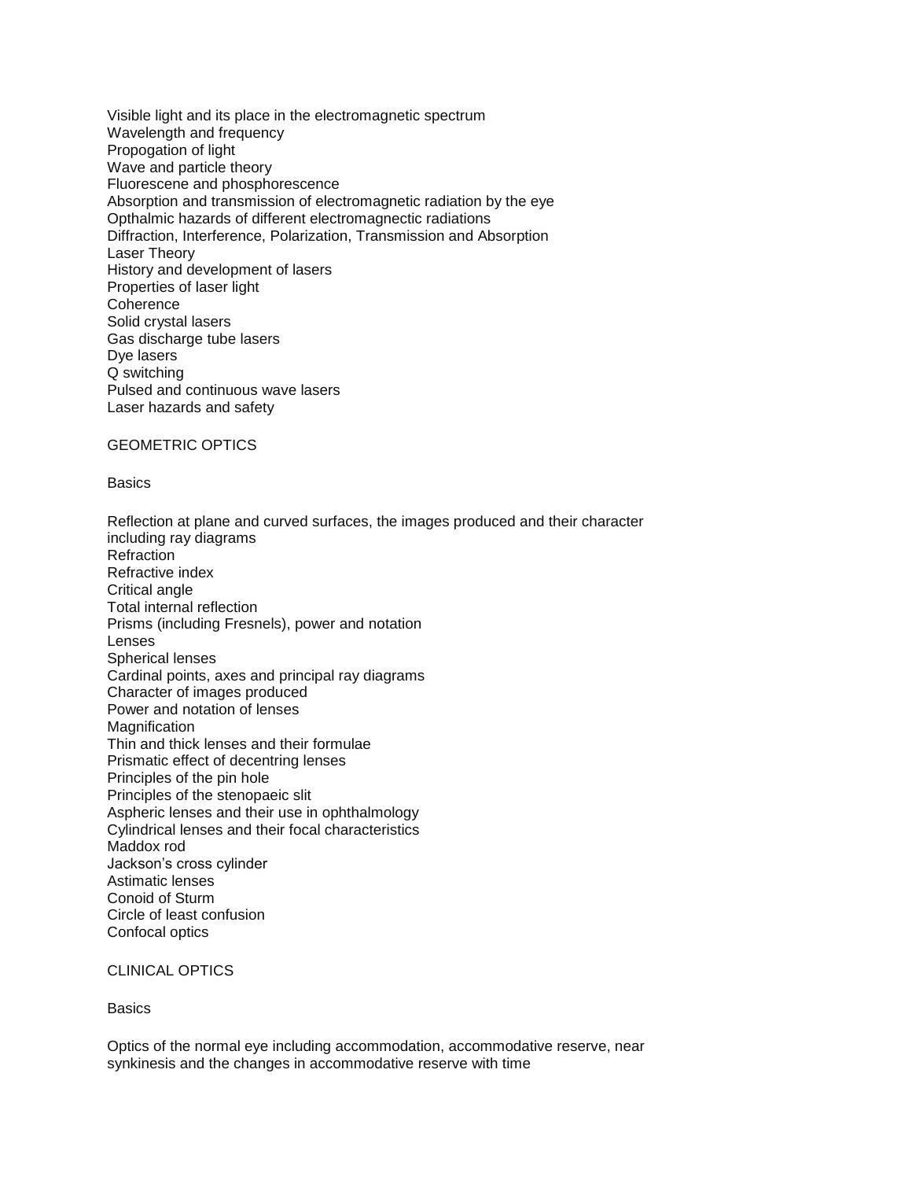Visible light and its place in the electromagnetic spectrum
Wavelength and frequency
Propogation of light
Wave and particle theory
Fluorescene and phosphorescence
Absorption and transmission of electromagnetic radiation by the eye
Opthalmic hazards of different electromagnectic radiations
Diffraction, Interference, Polarization, Transmission and Absorption
Laser Theory
History and development of lasers
Properties of laser light
Coherence
Solid crystal lasers
Gas discharge tube lasers
Dye lasers
Q switching
Pulsed and continuous wave lasers
Laser hazards and safety

## GEOMETRIC OPTICS

### Basics

Reflection at plane and curved surfaces, the images produced and their character including ray diagrams
Refraction
Refractive index
Critical angle
Total internal reflection
Prisms (including Fresnels), power and notation
Lenses
Spherical lenses
Cardinal points, axes and principal ray diagrams
Character of images produced
Power and notation of lenses
Magnification
Thin and thick lenses and their formulae
Prismatic effect of decentring lenses
Principles of the pin hole
Principles of the stenopaeic slit
Aspheric lenses and their use in ophthalmology
Cylindrical lenses and their focal characteristics
Maddox rod
Jackson's cross cylinder
Astimatic lenses
Conoid of Sturm
Circle of least confusion
Confocal optics

## CLINICAL OPTICS

### Basics

Optics of the normal eye including accommodation, accommodative reserve, near synkinesis and the changes in accommodative reserve with time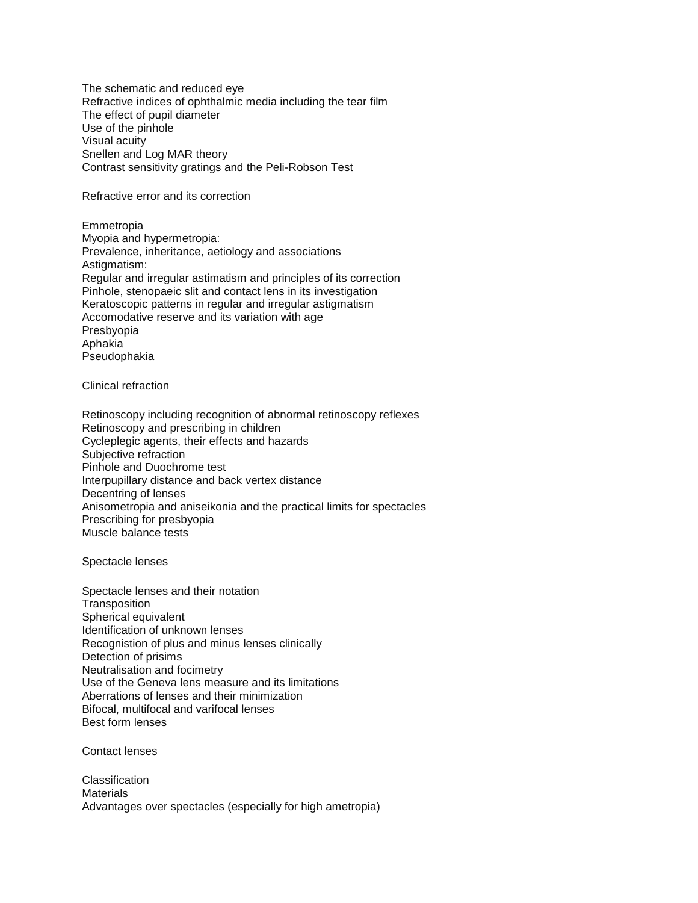The schematic and reduced eye
Refractive indices of ophthalmic media including the tear film
The effect of pupil diameter
Use of the pinhole
Visual acuity
Snellen and Log MAR theory
Contrast sensitivity gratings and the Peli-Robson Test

## Refractive error and its correction

Emmetropia
Myopia and hypermetropia:
Prevalence, inheritance, aetiology and associations
Astigmatism:
Regular and irregular astimatism and principles of its correction
Pinhole, stenopaeic slit and contact lens in its investigation
Keratoscopic patterns in regular and irregular astigmatism
Accomodative reserve and its variation with age
Presbyopia
Aphakia
Pseudophakia

## Clinical refraction

Retinoscopy including recognition of abnormal retinoscopy reflexes
Retinoscopy and prescribing in children
Cycleplegic agents, their effects and hazards
Subjective refraction
Pinhole and Duochrome test
Interpupillary distance and back vertex distance
Decentring of lenses
Anisometropia and aniseikonia and the practical limits for spectacles
Prescribing for presbyopia
Muscle balance tests

## Spectacle lenses

Spectacle lenses and their notation
Transposition
Spherical equivalent
Identification of unknown lenses
Recognistion of plus and minus lenses clinically
Detection of prisims
Neutralisation and focimetry
Use of the Geneva lens measure and its limitations
Aberrations of lenses and their minimization
Bifocal, multifocal and varifocal lenses
Best form lenses

## Contact lenses

Classification
Materials
Advantages over spectacles (especially for high ametropia)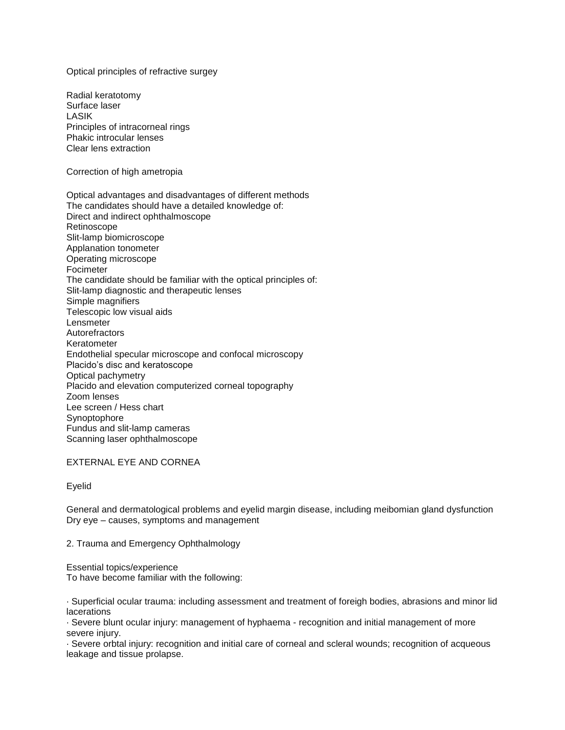Optical principles of refractive surgey

Radial keratotomy
Surface laser
LASIK
Principles of intracorneal rings
Phakic introcular lenses
Clear lens extraction

Correction of high ametropia

Optical advantages and disadvantages of different methods
The candidates should have a detailed knowledge of:
Direct and indirect ophthalmoscope
Retinoscope
Slit-lamp biomicroscope
Applanation tonometer
Operating microscope
Focimeter
The candidate should be familiar with the optical principles of:
Slit-lamp diagnostic and therapeutic lenses
Simple magnifiers
Telescopic low visual aids
Lensmeter
Autorefractors
Keratometer
Endothelial specular microscope and confocal microscopy
Placido's disc and keratoscope
Optical pachymetry
Placido and elevation computerized corneal topography
Zoom lenses
Lee screen / Hess chart
Synoptophore
Fundus and slit-lamp cameras
Scanning laser ophthalmoscope

EXTERNAL EYE AND CORNEA

Eyelid

General and dermatological problems and eyelid margin disease, including meibomian gland dysfunction
Dry eye – causes, symptoms and management

2. Trauma and Emergency Ophthalmology

Essential topics/experience
To have become familiar with the following:

· Superficial ocular trauma: including assessment and treatment of foreign bodies, abrasions and minor lid lacerations
· Severe blunt ocular injury: management of hyphaema - recognition and initial management of more severe injury.
· Severe orbtal injury: recognition and initial care of corneal and scleral wounds; recognition of acqueous leakage and tissue prolapse.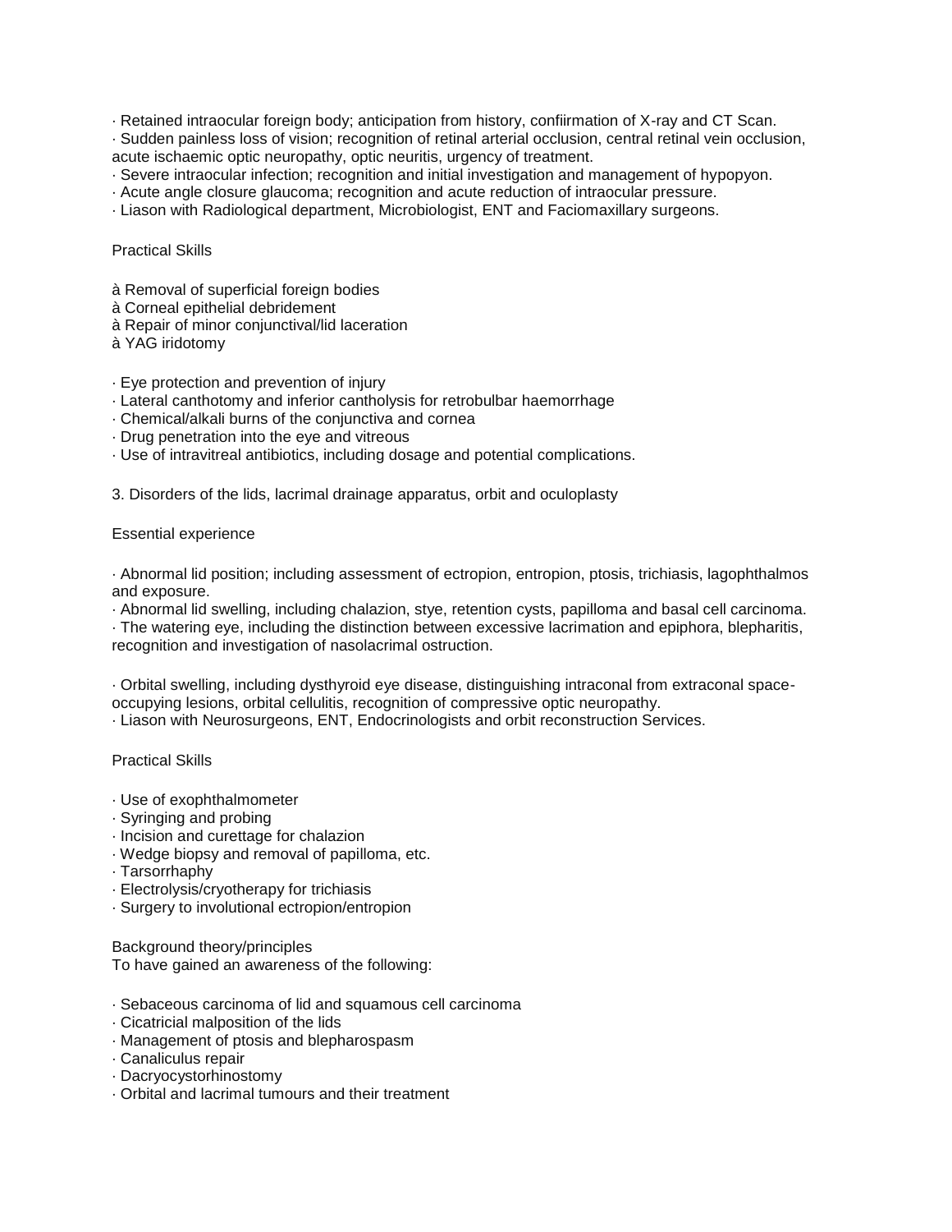· Retained intraocular foreign body; anticipation from history, confiirmation of X-ray and CT Scan.
· Sudden painless loss of vision; recognition of retinal arterial occlusion, central retinal vein occlusion, acute ischaemic optic neuropathy, optic neuritis, urgency of treatment.
· Severe intraocular infection; recognition and initial investigation and management of hypopyon.
· Acute angle closure glaucoma; recognition and acute reduction of intraocular pressure.
· Liason with Radiological department, Microbiologist, ENT and Faciomaxillary surgeons.

Practical Skills

à Removal of superficial foreign bodies
à Corneal epithelial debridement
à Repair of minor conjunctival/lid laceration
à YAG iridotomy

· Eye protection and prevention of injury
· Lateral canthotomy and inferior cantholysis for retrobulbar haemorrhage
· Chemical/alkali burns of the conjunctiva and cornea
· Drug penetration into the eye and vitreous
· Use of intravitreal antibiotics, including dosage and potential complications.

3. Disorders of the lids, lacrimal drainage apparatus, orbit and oculoplasty

Essential experience

· Abnormal lid position; including assessment of ectropion, entropion, ptosis, trichiasis, lagophthalmos and exposure.
· Abnormal lid swelling, including chalazion, stye, retention cysts, papilloma and basal cell carcinoma.
· The watering eye, including the distinction between excessive lacrimation and epiphora, blepharitis, recognition and investigation of nasolacrimal ostruction.

· Orbital swelling, including dysthyroid eye disease, distinguishing intraconal from extraconal space-occupying lesions, orbital cellulitis, recognition of compressive optic neuropathy.
· Liason with Neurosurgeons, ENT, Endocrinologists and orbit reconstruction Services.

Practical Skills

· Use of exophthalmometer
· Syringing and probing
· Incision and curettage for chalazion
· Wedge biopsy and removal of papilloma, etc.
· Tarsorrhaphy
· Electrolysis/cryotherapy for trichiasis
· Surgery to involutional ectropion/entropion

Background theory/principles
To have gained an awareness of the following:

· Sebaceous carcinoma of lid and squamous cell carcinoma
· Cicatricial malposition of the lids
· Management of ptosis and blepharospasm
· Canaliculus repair
· Dacryocystorhinostomy
· Orbital and lacrimal tumours and their treatment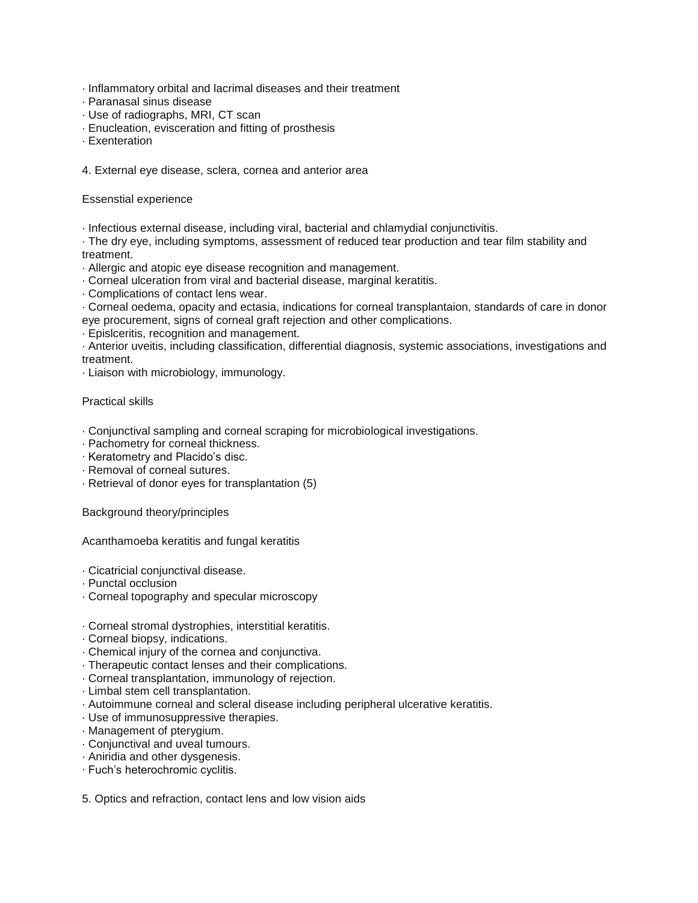- Inflammatory orbital and lacrimal diseases and their treatment
- Paranasal sinus disease
- Use of radiographs, MRI, CT scan
- Enucleation, evisceration and fitting of prosthesis
- Exenteration

## 4. External eye disease, sclera, cornea and anterior area

### Essenstial experience

- Infectious external disease, including viral, bacterial and chlamydial conjunctivitis.
- The dry eye, including symptoms, assessment of reduced tear production and tear film stability and treatment.
- Allergic and atopic eye disease recognition and management.
- Corneal ulceration from viral and bacterial disease, marginal keratitis.
- Complications of contact lens wear.
- Corneal oedema, opacity and ectasia, indications for corneal transplantaion, standards of care in donor eye procurement, signs of corneal graft rejection and other complications.
- Epislceritis, recognition and management.
- Anterior uveitis, including classification, differential diagnosis, systemic associations, investigations and treatment.
- Liaison with microbiology, immunology.

### Practical skills

- Conjunctival sampling and corneal scraping for microbiological investigations.
- Pachometry for corneal thickness.
- Keratometry and Placido's disc.
- Removal of corneal sutures.
- Retrieval of donor eyes for transplantation (5)

### Background theory/principles

Acanthamoeba keratitis and fungal keratitis

- Cicatricial conjunctival disease.
- Punctal occlusion
- Corneal topography and specular microscopy

- Corneal stromal dystrophies, interstitial keratitis.
- Corneal biopsy, indications.
- Chemical injury of the cornea and conjunctiva.
- Therapeutic contact lenses and their complications.
- Corneal transplantation, immunology of rejection.
- Limbal stem cell transplantation.
- Autoimmune corneal and scleral disease including peripheral ulcerative keratitis.
- Use of immunosuppressive therapies.
- Management of pterygium.
- Conjunctival and uveal tumours.
- Aniridia and other dysgenesis.
- Fuch's heterochromic cyclitis.

## 5. Optics and refraction, contact lens and low vision aids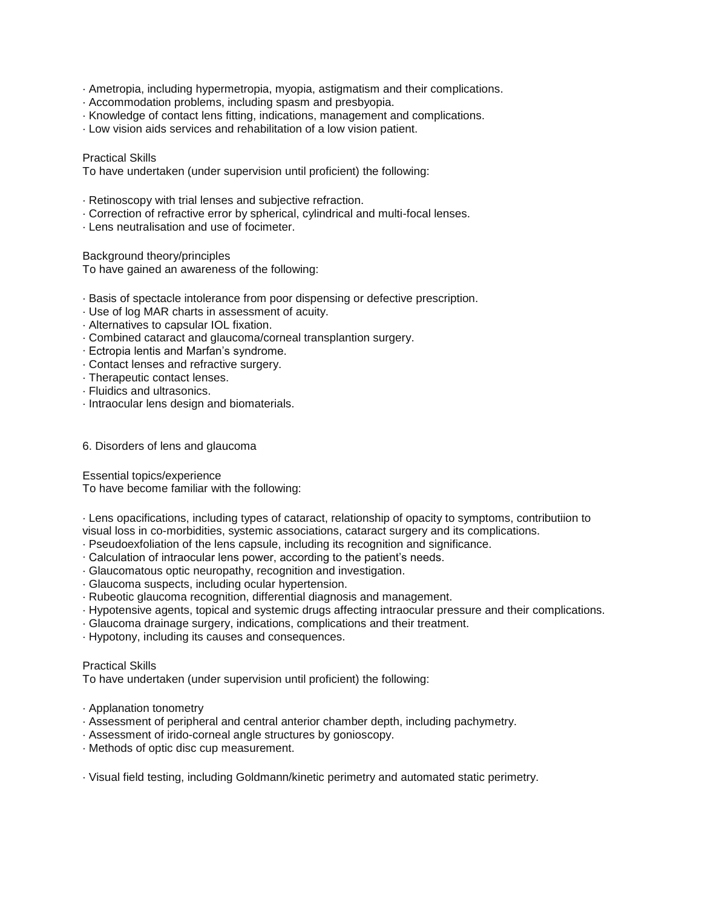· Ametropia, including hypermetropia, myopia, astigmatism and their complications.
· Accommodation problems, including spasm and presbyopia.
· Knowledge of contact lens fitting, indications, management and complications.
· Low vision aids services and rehabilitation of a low vision patient.

Practical Skills
To have undertaken (under supervision until proficient) the following:

· Retinoscopy with trial lenses and subjective refraction.
· Correction of refractive error by spherical, cylindrical and multi-focal lenses.
· Lens neutralisation and use of focimeter.

Background theory/principles
To have gained an awareness of the following:

· Basis of spectacle intolerance from poor dispensing or defective prescription.
· Use of log MAR charts in assessment of acuity.
· Alternatives to capsular IOL fixation.
· Combined cataract and glaucoma/corneal transplantion surgery.
· Ectropia lentis and Marfan's syndrome.
· Contact lenses and refractive surgery.
· Therapeutic contact lenses.
· Fluidics and ultrasonics.
· Intraocular lens design and biomaterials.

6. Disorders of lens and glaucoma

Essential topics/experience
To have become familiar with the following:

· Lens opacifications, including types of cataract, relationship of opacity to symptoms, contributiion to visual loss in co-morbidities, systemic associations, cataract surgery and its complications.
· Pseudoexfoliation of the lens capsule, including its recognition and significance.
· Calculation of intraocular lens power, according to the patient's needs.
· Glaucomatous optic neuropathy, recognition and investigation.
· Glaucoma suspects, including ocular hypertension.
· Rubeotic glaucoma recognition, differential diagnosis and management.
· Hypotensive agents, topical and systemic drugs affecting intraocular pressure and their complications.
· Glaucoma drainage surgery, indications, complications and their treatment.
· Hypotony, including its causes and consequences.

Practical Skills
To have undertaken (under supervision until proficient) the following:

· Applanation tonometry
· Assessment of peripheral and central anterior chamber depth, including pachymetry.
· Assessment of irido-corneal angle structures by gonioscopy.
· Methods of optic disc cup measurement.

· Visual field testing, including Goldmann/kinetic perimetry and automated static perimetry.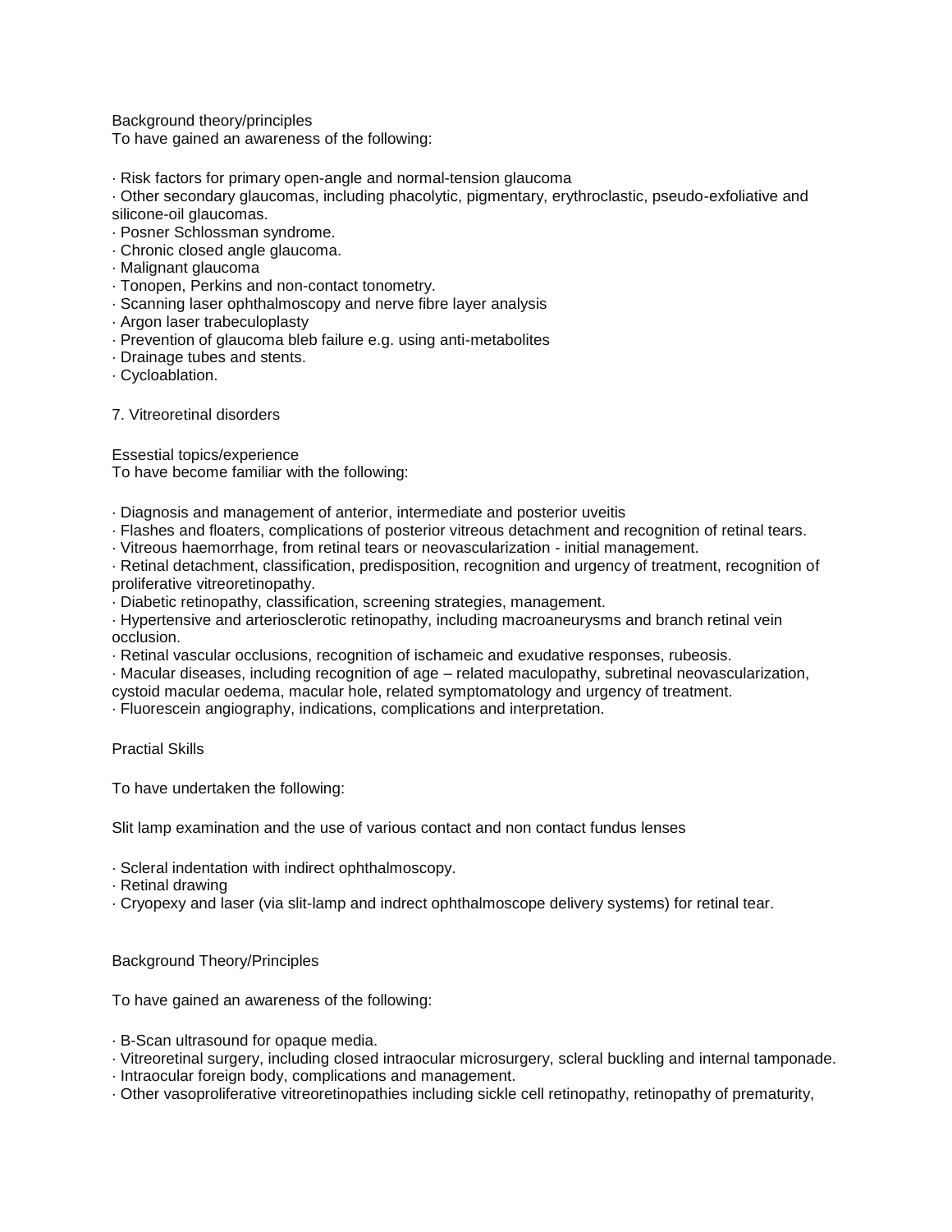Background theory/principles
To have gained an awareness of the following:

- Risk factors for primary open-angle and normal-tension glaucoma
- Other secondary glaucomas, including phacolytic, pigmentary, erythroclastic, pseudo-exfoliative and silicone-oil glaucomas.
- Posner Schlossman syndrome.
- Chronic closed angle glaucoma.
- Malignant glaucoma
- Tonopen, Perkins and non-contact tonometry.
- Scanning laser ophthalmoscopy and nerve fibre layer analysis
- Argon laser trabeculoplasty
- Prevention of glaucoma bleb failure e.g. using anti-metabolites
- Drainage tubes and stents.
- Cycloablation.

## 7. Vitreoretinal disorders

Essestial topics/experience
To have become familiar with the following:

- Diagnosis and management of anterior, intermediate and posterior uveitis
- Flashes and floaters, complications of posterior vitreous detachment and recognition of retinal tears.
- Vitreous haemorrhage, from retinal tears or neovascularization - initial management.
- Retinal detachment, classification, predisposition, recognition and urgency of treatment, recognition of proliferative vitreoretinopathy.
- Diabetic retinopathy, classification, screening strategies, management.
- Hypertensive and arteriosclerotic retinopathy, including macroaneurysms and branch retinal vein occlusion.
- Retinal vascular occlusions, recognition of ischameic and exudative responses, rubeosis.
- Macular diseases, including recognition of age – related maculopathy, subretinal neovascularization, cystoid macular oedema, macular hole, related symptomatology and urgency of treatment.
- Fluorescein angiography, indications, complications and interpretation.

Practial Skills

To have undertaken the following:

Slit lamp examination and the use of various contact and non contact fundus lenses

- Scleral indentation with indirect ophthalmoscopy.
- Retinal drawing
- Cryopexy and laser (via slit-lamp and indrect ophthalmoscope delivery systems) for retinal tear.

Background Theory/Principles

To have gained an awareness of the following:

- B-Scan ultrasound for opaque media.
- Vitreoretinal surgery, including closed intraocular microsurgery, scleral buckling and internal tamponade.
- Intraocular foreign body, complications and management.
- Other vasoproliferative vitreoretinopathies including sickle cell retinopathy, retinopathy of prematurity,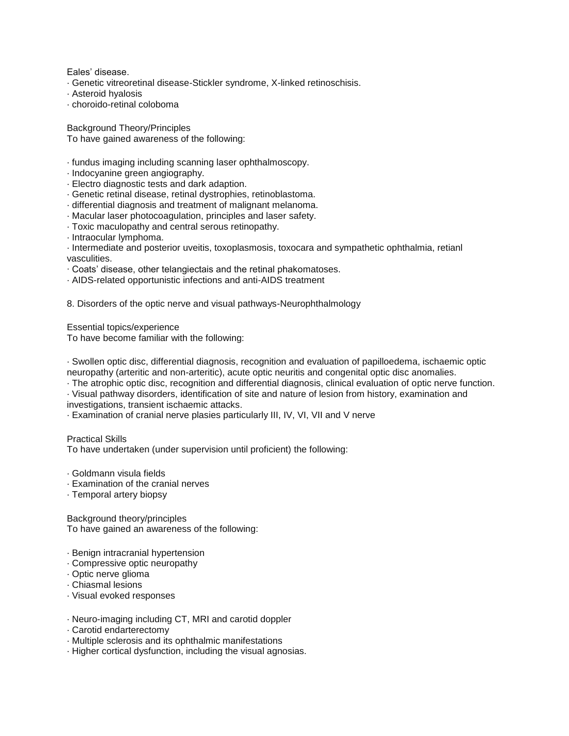Eales' disease.

- Genetic vitreoretinal disease-Stickler syndrome, X-linked retinoschisis.
- Asteroid hyalosis
- choroido-retinal coloboma

Background Theory/Principles

To have gained awareness of the following:

- fundus imaging including scanning laser ophthalmoscopy.
- Indocyanine green angiography.
- Electro diagnostic tests and dark adaption.
- Genetic retinal disease, retinal dystrophies, retinoblastoma.
- differential diagnosis and treatment of malignant melanoma.
- Macular laser photocoagulation, principles and laser safety.
- Toxic maculopathy and central serous retinopathy.
- Intraocular lymphoma.
- Intermediate and posterior uveitis, toxoplasmosis, toxocara and sympathetic ophthalmia, retianl vasculities.
- Coats' disease, other telangiectais and the retinal phakomatoses.
- AIDS-related opportunistic infections and anti-AIDS treatment

## 8. Disorders of the optic nerve and visual pathways-Neurophthalmology

Essential topics/experience

To have become familiar with the following:

- Swollen optic disc, differential diagnosis, recognition and evaluation of papilloedema, ischaemic optic neuropathy (arteritic and non-arteritic), acute optic neuritis and congenital optic disc anomalies.
- The atrophic optic disc, recognition and differential diagnosis, clinical evaluation of optic nerve function.
- Visual pathway disorders, identification of site and nature of lesion from history, examination and investigations, transient ischaemic attacks.
- Examination of cranial nerve plasies particularly III, IV, VI, VII and V nerve

Practical Skills

To have undertaken (under supervision until proficient) the following:

- Goldmann visula fields
- Examination of the cranial nerves
- Temporal artery biopsy

Background theory/principles

To have gained an awareness of the following:

- Benign intracranial hypertension
- Compressive optic neuropathy
- Optic nerve glioma
- Chiasmal lesions
- Visual evoked responses

- Neuro-imaging including CT, MRI and carotid doppler
- Carotid endarterectomy
- Multiple sclerosis and its ophthalmic manifestations
- Higher cortical dysfunction, including the visual agnosias.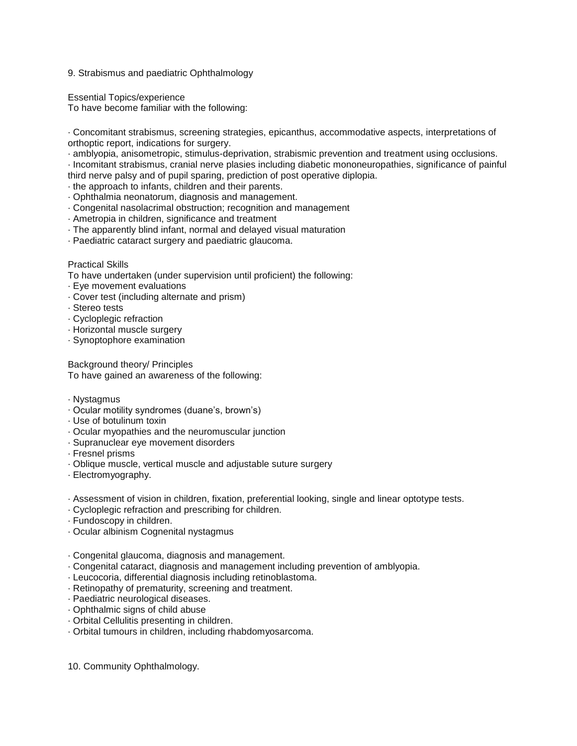## 9. Strabismus and paediatric Ophthalmology

Essential Topics/experience
To have become familiar with the following:

- Concomitant strabismus, screening strategies, epicanthus, accommodative aspects, interpretations of orthoptic report, indications for surgery.
- amblyopia, anisometropic, stimulus-deprivation, strabismic prevention and treatment using occlusions.
- Incomitant strabismus, cranial nerve plasies including diabetic mononeuropathies, significance of painful third nerve palsy and of pupil sparing, prediction of post operative diplopia.
- the approach to infants, children and their parents.
- Ophthalmia neonatorum, diagnosis and management.
- Congenital nasolacrimal obstruction; recognition and management
- Ametropia in children, significance and treatment
- The apparently blind infant, normal and delayed visual maturation
- Paediatric cataract surgery and paediatric glaucoma.

Practical Skills
To have undertaken (under supervision until proficient) the following:

- Eye movement evaluations
- Cover test (including alternate and prism)
- Stereo tests
- Cycloplegic refraction
- Horizontal muscle surgery
- Synoptophore examination

Background theory/ Principles
To have gained an awareness of the following:

- Nystagmus
- Ocular motility syndromes (duane's, brown's)
- Use of botulinum toxin
- Ocular myopathies and the neuromuscular junction
- Supranuclear eye movement disorders
- Fresnel prisms
- Oblique muscle, vertical muscle and adjustable suture surgery
- Electromyography.

- Assessment of vision in children, fixation, preferential looking, single and linear optotype tests.
- Cycloplegic refraction and prescribing for children.
- Fundoscopy in children.
- Ocular albinism Cognenital nystagmus

- Congenital glaucoma, diagnosis and management.
- Congenital cataract, diagnosis and management including prevention of amblyopia.
- Leucocoria, differential diagnosis including retinoblastoma.
- Retinopathy of prematurity, screening and treatment.
- Paediatric neurological diseases.
- Ophthalmic signs of child abuse
- Orbital Cellulitis presenting in children.
- Orbital tumours in children, including rhabdomyosarcoma.

## 10. Community Ophthalmology.